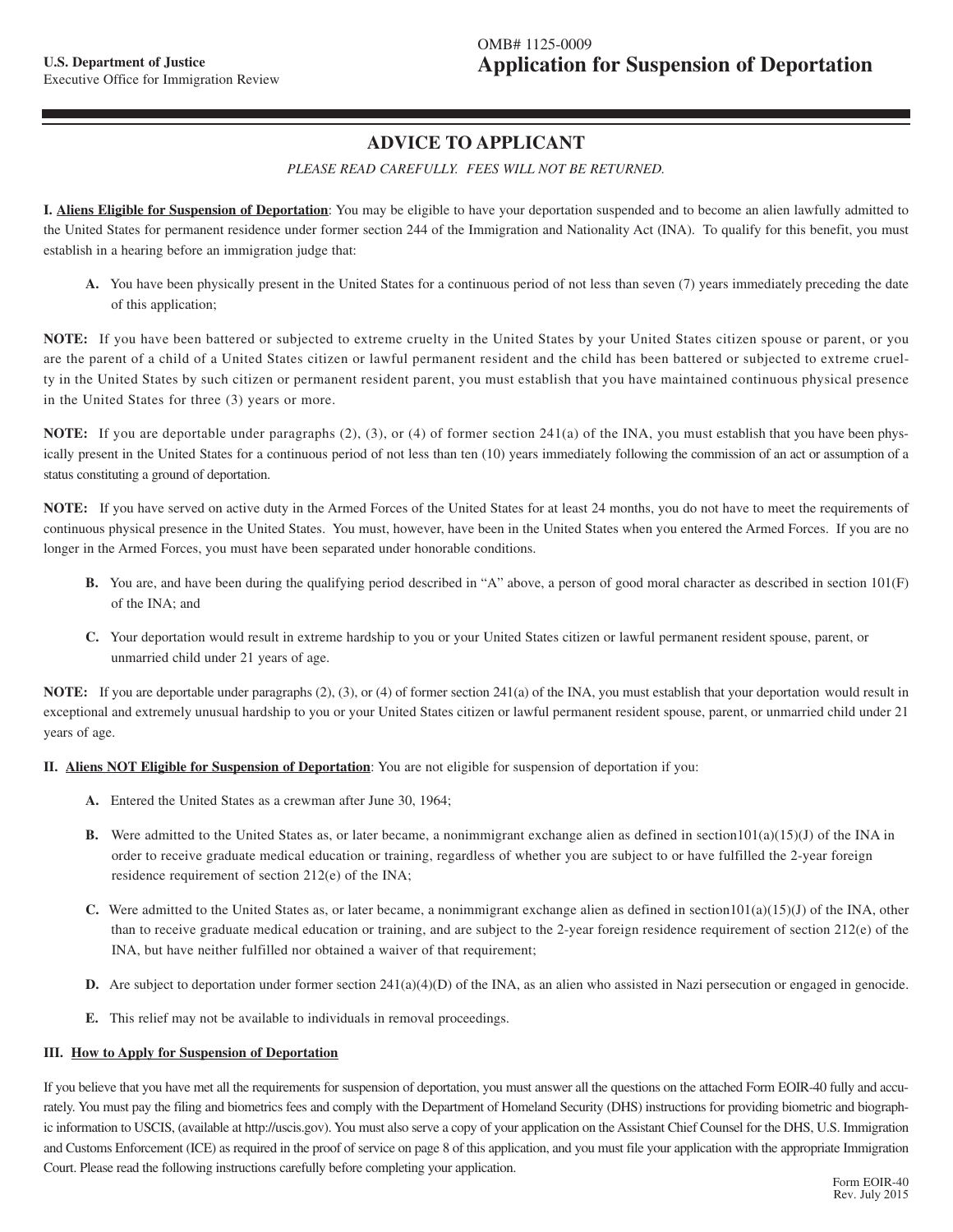U.S. Department of Justice
Executive Office for Immigration Review

OMB# 1125-0009

# Application for Suspension of Deportation

## ADVICE TO APPLICANT

*PLEASE READ CAREFULLY. FEES WILL NOT BE RETURNED.*

**I. Aliens Eligible for Suspension of Deportation**: You may be eligible to have your deportation suspended and to become an alien lawfully admitted to the United States for permanent residence under former section 244 of the Immigration and Nationality Act (INA). To qualify for this benefit, you must establish in a hearing before an immigration judge that:

**A.** You have been physically present in the United States for a continuous period of not less than seven (7) years immediately preceding the date of this application;

**NOTE:** If you have been battered or subjected to extreme cruelty in the United States by your United States citizen spouse or parent, or you are the parent of a child of a United States citizen or lawful permanent resident and the child has been battered or subjected to extreme cruelty in the United States by such citizen or permanent resident parent, you must establish that you have maintained continuous physical presence in the United States for three (3) years or more.

**NOTE:** If you are deportable under paragraphs (2), (3), or (4) of former section 241(a) of the INA, you must establish that you have been physically present in the United States for a continuous period of not less than ten (10) years immediately following the commission of an act or assumption of a status constituting a ground of deportation.

**NOTE:** If you have served on active duty in the Armed Forces of the United States for at least 24 months, you do not have to meet the requirements of continuous physical presence in the United States. You must, however, have been in the United States when you entered the Armed Forces. If you are no longer in the Armed Forces, you must have been separated under honorable conditions.

**B.** You are, and have been during the qualifying period described in "A" above, a person of good moral character as described in section 101(F) of the INA; and

**C.** Your deportation would result in extreme hardship to you or your United States citizen or lawful permanent resident spouse, parent, or unmarried child under 21 years of age.

**NOTE:** If you are deportable under paragraphs (2), (3), or (4) of former section 241(a) of the INA, you must establish that your deportation would result in exceptional and extremely unusual hardship to you or your United States citizen or lawful permanent resident spouse, parent, or unmarried child under 21 years of age.

**II. Aliens NOT Eligible for Suspension of Deportation**: You are not eligible for suspension of deportation if you:

**A.** Entered the United States as a crewman after June 30, 1964;

**B.** Were admitted to the United States as, or later became, a nonimmigrant exchange alien as defined in section101(a)(15)(J) of the INA in order to receive graduate medical education or training, regardless of whether you are subject to or have fulfilled the 2-year foreign residence requirement of section 212(e) of the INA;

**C.** Were admitted to the United States as, or later became, a nonimmigrant exchange alien as defined in section101(a)(15)(J) of the INA, other than to receive graduate medical education or training, and are subject to the 2-year foreign residence requirement of section 212(e) of the INA, but have neither fulfilled nor obtained a waiver of that requirement;

**D.** Are subject to deportation under former section 241(a)(4)(D) of the INA, as an alien who assisted in Nazi persecution or engaged in genocide.

**E.** This relief may not be available to individuals in removal proceedings.

**III. How to Apply for Suspension of Deportation**

If you believe that you have met all the requirements for suspension of deportation, you must answer all the questions on the attached Form EOIR-40 fully and accurately. You must pay the filing and biometrics fees and comply with the Department of Homeland Security (DHS) instructions for providing biometric and biographic information to USCIS, (available at http://uscis.gov). You must also serve a copy of your application on the Assistant Chief Counsel for the DHS, U.S. Immigration and Customs Enforcement (ICE) as required in the proof of service on page 8 of this application, and you must file your application with the appropriate Immigration Court. Please read the following instructions carefully before completing your application.

Form EOIR-40
Rev. July 2015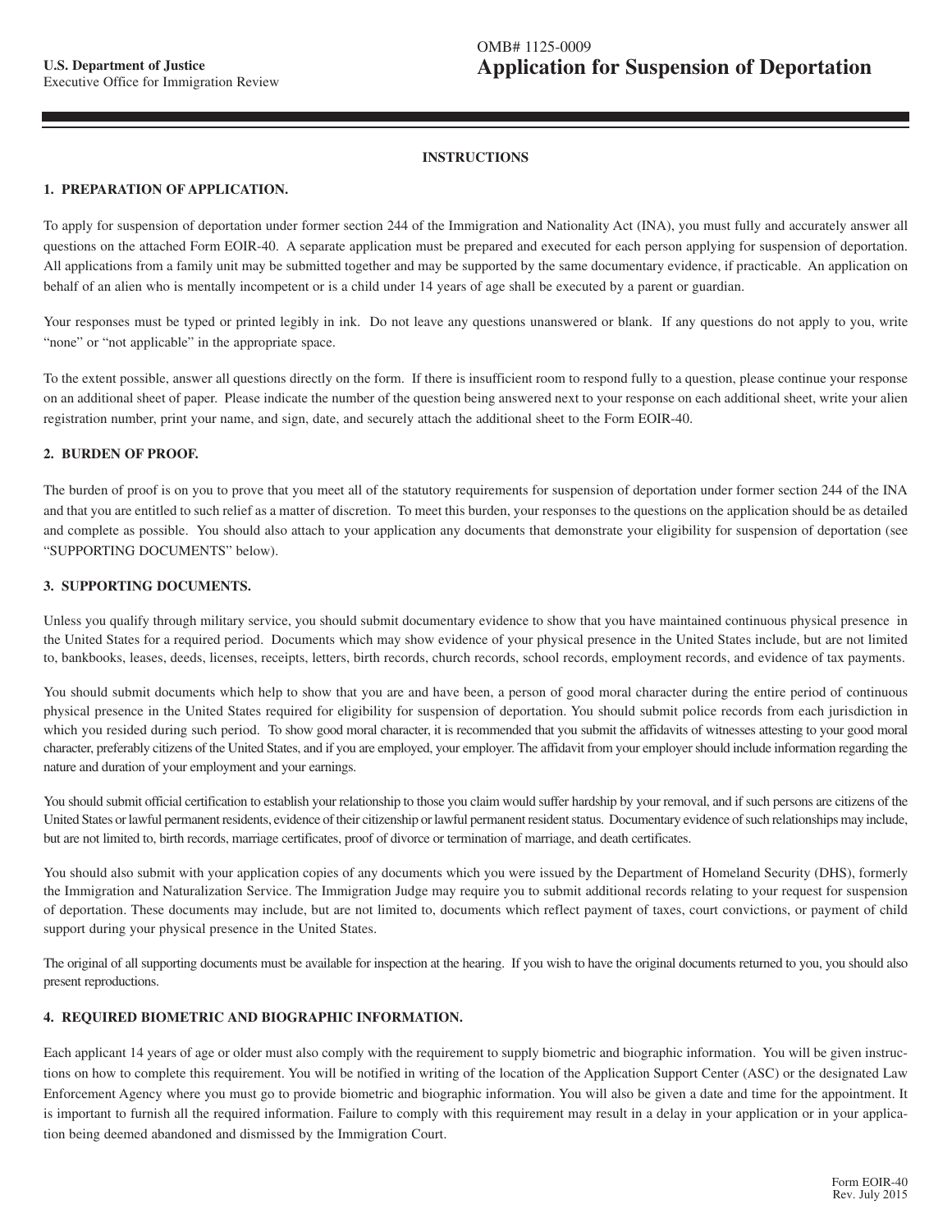U.S. Department of Justice
Executive Office for Immigration Review

OMB# 1125-0009
# Application for Suspension of Deportation

## INSTRUCTIONS

### 1. PREPARATION OF APPLICATION.

To apply for suspension of deportation under former section 244 of the Immigration and Nationality Act (INA), you must fully and accurately answer all questions on the attached Form EOIR-40. A separate application must be prepared and executed for each person applying for suspension of deportation. All applications from a family unit may be submitted together and may be supported by the same documentary evidence, if practicable. An application on behalf of an alien who is mentally incompetent or is a child under 14 years of age shall be executed by a parent or guardian.

Your responses must be typed or printed legibly in ink. Do not leave any questions unanswered or blank. If any questions do not apply to you, write "none" or "not applicable" in the appropriate space.

To the extent possible, answer all questions directly on the form. If there is insufficient room to respond fully to a question, please continue your response on an additional sheet of paper. Please indicate the number of the question being answered next to your response on each additional sheet, write your alien registration number, print your name, and sign, date, and securely attach the additional sheet to the Form EOIR-40.

### 2. BURDEN OF PROOF.

The burden of proof is on you to prove that you meet all of the statutory requirements for suspension of deportation under former section 244 of the INA and that you are entitled to such relief as a matter of discretion. To meet this burden, your responses to the questions on the application should be as detailed and complete as possible. You should also attach to your application any documents that demonstrate your eligibility for suspension of deportation (see "SUPPORTING DOCUMENTS" below).

### 3. SUPPORTING DOCUMENTS.

Unless you qualify through military service, you should submit documentary evidence to show that you have maintained continuous physical presence in the United States for a required period. Documents which may show evidence of your physical presence in the United States include, but are not limited to, bankbooks, leases, deeds, licenses, receipts, letters, birth records, church records, school records, employment records, and evidence of tax payments.

You should submit documents which help to show that you are and have been, a person of good moral character during the entire period of continuous physical presence in the United States required for eligibility for suspension of deportation. You should submit police records from each jurisdiction in which you resided during such period. To show good moral character, it is recommended that you submit the affidavits of witnesses attesting to your good moral character, preferably citizens of the United States, and if you are employed, your employer. The affidavit from your employer should include information regarding the nature and duration of your employment and your earnings.

You should submit official certification to establish your relationship to those you claim would suffer hardship by your removal, and if such persons are citizens of the United States or lawful permanent residents, evidence of their citizenship or lawful permanent resident status. Documentary evidence of such relationships may include, but are not limited to, birth records, marriage certificates, proof of divorce or termination of marriage, and death certificates.

You should also submit with your application copies of any documents which you were issued by the Department of Homeland Security (DHS), formerly the Immigration and Naturalization Service. The Immigration Judge may require you to submit additional records relating to your request for suspension of deportation. These documents may include, but are not limited to, documents which reflect payment of taxes, court convictions, or payment of child support during your physical presence in the United States.

The original of all supporting documents must be available for inspection at the hearing. If you wish to have the original documents returned to you, you should also present reproductions.

### 4. REQUIRED BIOMETRIC AND BIOGRAPHIC INFORMATION.

Each applicant 14 years of age or older must also comply with the requirement to supply biometric and biographic information. You will be given instructions on how to complete this requirement. You will be notified in writing of the location of the Application Support Center (ASC) or the designated Law Enforcement Agency where you must go to provide biometric and biographic information. You will also be given a date and time for the appointment. It is important to furnish all the required information. Failure to comply with this requirement may result in a delay in your application or in your application being deemed abandoned and dismissed by the Immigration Court.

Form EOIR-40
Rev. July 2015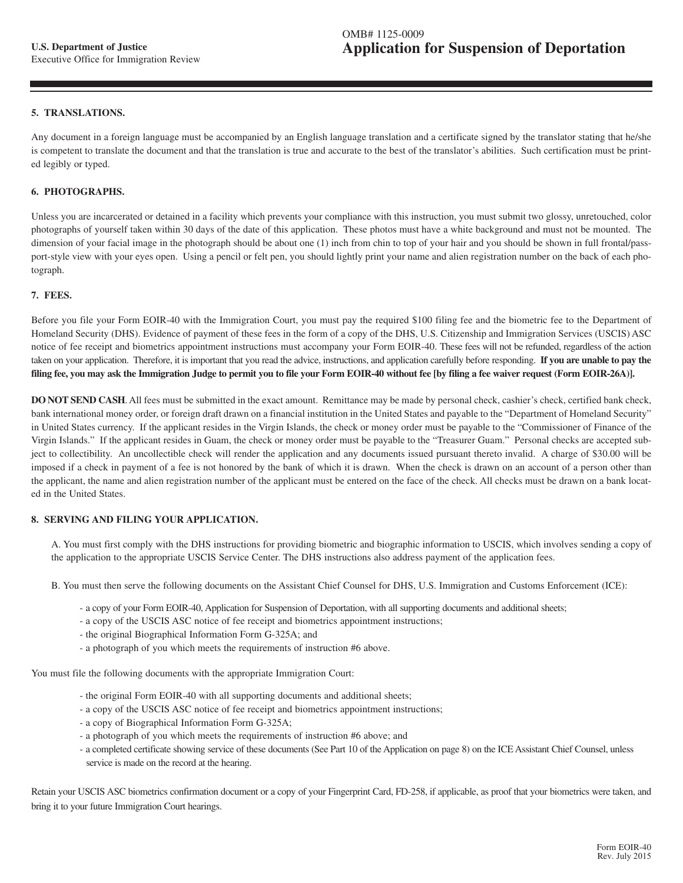## 5. TRANSLATIONS.

Any document in a foreign language must be accompanied by an English language translation and a certificate signed by the translator stating that he/she is competent to translate the document and that the translation is true and accurate to the best of the translator's abilities. Such certification must be printed legibly or typed.

## 6. PHOTOGRAPHS.

Unless you are incarcerated or detained in a facility which prevents your compliance with this instruction, you must submit two glossy, unretouched, color photographs of yourself taken within 30 days of the date of this application. These photos must have a white background and must not be mounted. The dimension of your facial image in the photograph should be about one (1) inch from chin to top of your hair and you should be shown in full frontal/passport-style view with your eyes open. Using a pencil or felt pen, you should lightly print your name and alien registration number on the back of each photograph.

## 7. FEES.

Before you file your Form EOIR-40 with the Immigration Court, you must pay the required $100 filing fee and the biometric fee to the Department of Homeland Security (DHS). Evidence of payment of these fees in the form of a copy of the DHS, U.S. Citizenship and Immigration Services (USCIS) ASC notice of fee receipt and biometrics appointment instructions must accompany your Form EOIR-40. These fees will not be refunded, regardless of the action taken on your application. Therefore, it is important that you read the advice, instructions, and application carefully before responding. **If you are unable to pay the filing fee, you may ask the Immigration Judge to permit you to file your Form EOIR-40 without fee [by filing a fee waiver request (Form EOIR-26A)].**

**DO NOT SEND CASH**. All fees must be submitted in the exact amount. Remittance may be made by personal check, cashier's check, certified bank check, bank international money order, or foreign draft drawn on a financial institution in the United States and payable to the "Department of Homeland Security" in United States currency. If the applicant resides in the Virgin Islands, the check or money order must be payable to the "Commissioner of Finance of the Virgin Islands." If the applicant resides in Guam, the check or money order must be payable to the "Treasurer Guam." Personal checks are accepted subject to collectibility. An uncollectible check will render the application and any documents issued pursuant thereto invalid. A charge of $30.00 will be imposed if a check in payment of a fee is not honored by the bank of which it is drawn. When the check is drawn on an account of a person other than the applicant, the name and alien registration number of the applicant must be entered on the face of the check. All checks must be drawn on a bank located in the United States.

## 8. SERVING AND FILING YOUR APPLICATION.

A. You must first comply with the DHS instructions for providing biometric and biographic information to USCIS, which involves sending a copy of the application to the appropriate USCIS Service Center. The DHS instructions also address payment of the application fees.

B. You must then serve the following documents on the Assistant Chief Counsel for DHS, U.S. Immigration and Customs Enforcement (ICE):

- a copy of your Form EOIR-40, Application for Suspension of Deportation, with all supporting documents and additional sheets;
- a copy of the USCIS ASC notice of fee receipt and biometrics appointment instructions;
- the original Biographical Information Form G-325A; and
- a photograph of you which meets the requirements of instruction #6 above.

You must file the following documents with the appropriate Immigration Court:

- the original Form EOIR-40 with all supporting documents and additional sheets;
- a copy of the USCIS ASC notice of fee receipt and biometrics appointment instructions;
- a copy of Biographical Information Form G-325A;
- a photograph of you which meets the requirements of instruction #6 above; and
- a completed certificate showing service of these documents (See Part 10 of the Application on page 8) on the ICE Assistant Chief Counsel, unless service is made on the record at the hearing.

Retain your USCIS ASC biometrics confirmation document or a copy of your Fingerprint Card, FD-258, if applicable, as proof that your biometrics were taken, and bring it to your future Immigration Court hearings.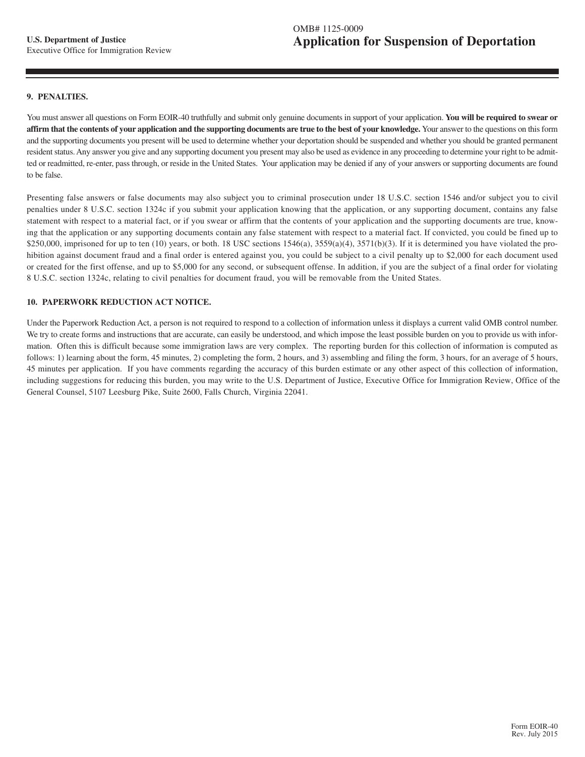## 9. PENALTIES.

You must answer all questions on Form EOIR-40 truthfully and submit only genuine documents in support of your application. **You will be required to swear or affirm that the contents of your application and the supporting documents are true to the best of your knowledge.** Your answer to the questions on this form and the supporting documents you present will be used to determine whether your deportation should be suspended and whether you should be granted permanent resident status. Any answer you give and any supporting document you present may also be used as evidence in any proceeding to determine your right to be admitted or readmitted, re-enter, pass through, or reside in the United States. Your application may be denied if any of your answers or supporting documents are found to be false.

Presenting false answers or false documents may also subject you to criminal prosecution under 18 U.S.C. section 1546 and/or subject you to civil penalties under 8 U.S.C. section 1324c if you submit your application knowing that the application, or any supporting document, contains any false statement with respect to a material fact, or if you swear or affirm that the contents of your application and the supporting documents are true, knowing that the application or any supporting documents contain any false statement with respect to a material fact. If convicted, you could be fined up to $250,000, imprisoned for up to ten (10) years, or both. 18 USC sections 1546(a), 3559(a)(4), 3571(b)(3). If it is determined you have violated the prohibition against document fraud and a final order is entered against you, you could be subject to a civil penalty up to $2,000 for each document used or created for the first offense, and up to $5,000 for any second, or subsequent offense. In addition, if you are the subject of a final order for violating 8 U.S.C. section 1324c, relating to civil penalties for document fraud, you will be removable from the United States.

## 10. PAPERWORK REDUCTION ACT NOTICE.

Under the Paperwork Reduction Act, a person is not required to respond to a collection of information unless it displays a current valid OMB control number. We try to create forms and instructions that are accurate, can easily be understood, and which impose the least possible burden on you to provide us with information. Often this is difficult because some immigration laws are very complex. The reporting burden for this collection of information is computed as follows: 1) learning about the form, 45 minutes, 2) completing the form, 2 hours, and 3) assembling and filing the form, 3 hours, for an average of 5 hours, 45 minutes per application. If you have comments regarding the accuracy of this burden estimate or any other aspect of this collection of information, including suggestions for reducing this burden, you may write to the U.S. Department of Justice, Executive Office for Immigration Review, Office of the General Counsel, 5107 Leesburg Pike, Suite 2600, Falls Church, Virginia 22041.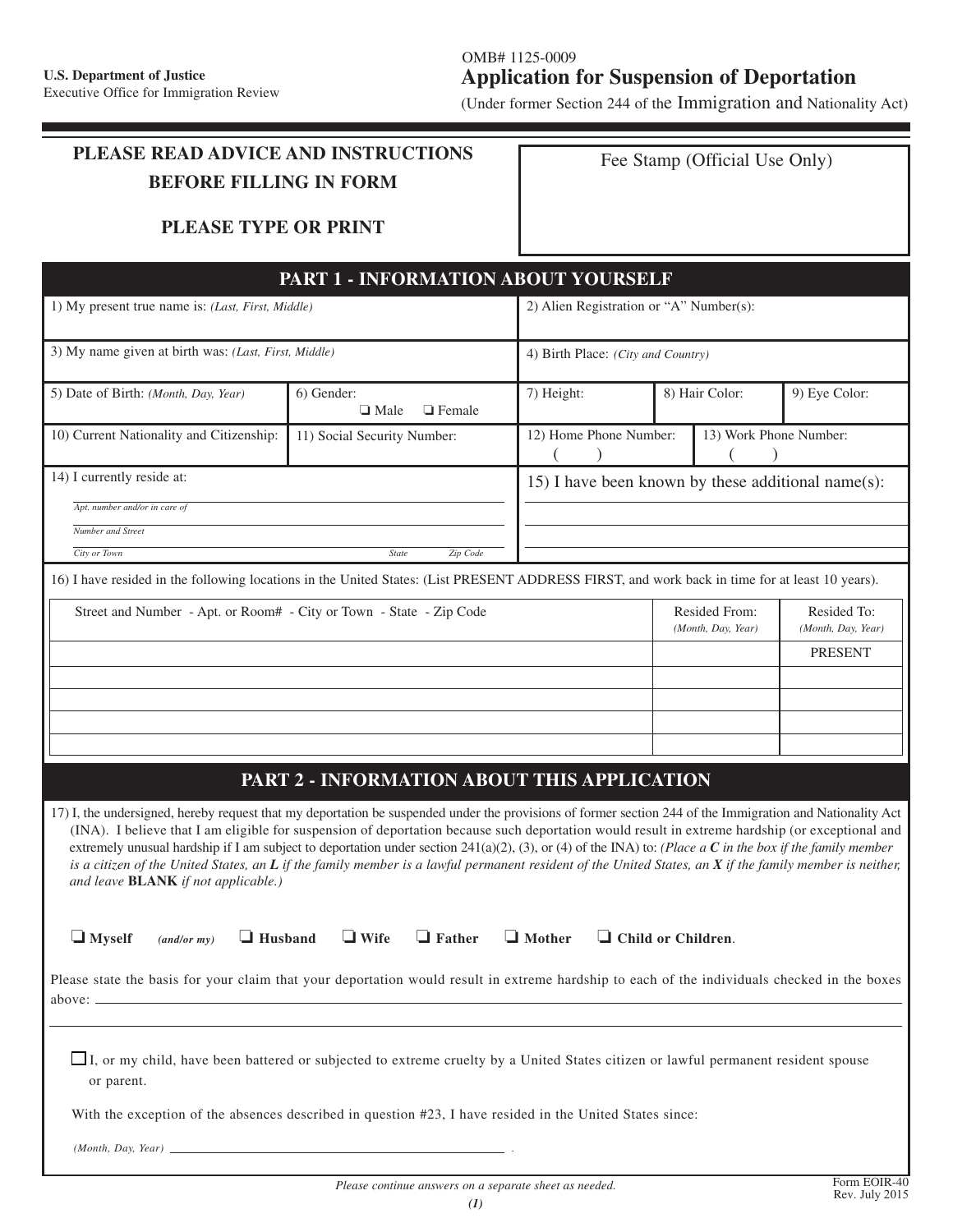U.S. Department of Justice
Executive Office for Immigration Review

OMB# 1125-0009

# Application for Suspension of Deportation

(Under former Section 244 of the Immigration and Nationality Act)

**PLEASE READ ADVICE AND INSTRUCTIONS BEFORE FILLING IN FORM**

**PLEASE TYPE OR PRINT**

Fee Stamp (Official Use Only)

## PART 1 - INFORMATION ABOUT YOURSELF

| 1) My present true name is: *(Last, First, Middle)* | | 2) Alien Registration or "A" Number(s): | | |
|---|---|---|---|---|
| 3) My name given at birth was: *(Last, First, Middle)* | | 4) Birth Place: *(City and Country)* | | |
| 5) Date of Birth: *(Month, Day, Year)* | 6) Gender: ❑ Male ❑ Female | 7) Height: | 8) Hair Color: | 9) Eye Color: |
| 10) Current Nationality and Citizenship: | 11) Social Security Number: | 12) Home Phone Number: ( ) | 13) Work Phone Number: ( ) | |

14) I currently reside at:

*Apt. number and/or in care of*

*Number and Street*

*City or Town* *State* *Zip Code*

15) I have been known by these additional name(s):

16) I have resided in the following locations in the United States: (List PRESENT ADDRESS FIRST, and work back in time for at least 10 years).

| Street and Number - Apt. or Room# - City or Town - State - Zip Code | Resided From: *(Month, Day, Year)* | Resided To: *(Month, Day, Year)* |
|---|---|---|
| | | PRESENT |
| | | |
| | | |
| | | |
| | | |

## PART 2 - INFORMATION ABOUT THIS APPLICATION

17) I, the undersigned, hereby request that my deportation be suspended under the provisions of former section 244 of the Immigration and Nationality Act (INA). I believe that I am eligible for suspension of deportation because such deportation would result in extreme hardship (or exceptional and extremely unusual hardship if I am subject to deportation under section 241(a)(2), (3), or (4) of the INA) to: *(Place a **C** in the box if the family member is a citizen of the United States, an **L** if the family member is a lawful permanent resident of the United States, an **X** if the family member is neither, and leave **BLANK** if not applicable.)*

❑ **Myself** *(and/or my)* ❑ **Husband** ❑ **Wife** ❑ **Father** ❑ **Mother** ❑ **Child or Children**.

Please state the basis for your claim that your deportation would result in extreme hardship to each of the individuals checked in the boxes above: ______________________________

❑ I, or my child, have been battered or subjected to extreme cruelty by a United States citizen or lawful permanent resident spouse or parent.

With the exception of the absences described in question #23, I have resided in the United States since:

*(Month, Day, Year)* ______________________________ .

*Please continue answers on a separate sheet as needed.*

Form EOIR-40
Rev. July 2015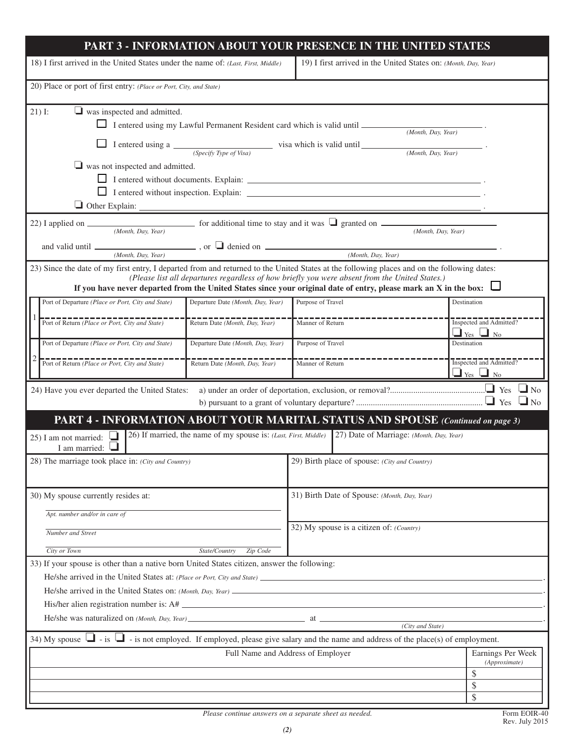## PART 3 - INFORMATION ABOUT YOUR PRESENCE IN THE UNITED STATES

| 18) I first arrived in the United States under the name of: *(Last, First, Middle)* | 19) I first arrived in the United States on: *(Month, Day, Year)* |
|---|---|

20) Place or port of first entry: *(Place or Port, City, and State)*

21) I:
- ❑ was inspected and admitted.
  - ☐ I entered using my Lawful Permanent Resident card which is valid until ______________ *(Month, Day, Year)*.
  - ☐ I entered using a ______________ *(Specify Type of Visa)* visa which is valid until ______________ *(Month, Day, Year)*.
- ❑ was not inspected and admitted.
  - ☐ I entered without documents. Explain: ______________.
  - ☐ I entered without inspection. Explain: ______________.
- ❑ Other Explain: ______________.

22) I applied on ______________ *(Month, Day, Year)* for additional time to stay and it was ❑ granted on ______________ *(Month, Day, Year)*

and valid until ______________ *(Month, Day, Year)*, or ❑ denied on ______________ *(Month, Day, Year)*.

23) Since the date of my first entry, I departed from and returned to the United States at the following places and on the following dates:
*(Please list all departures regardless of how briefly you were absent from the United States.)*
**If you have never departed from the United States since your original date of entry, please mark an X in the box:** ☐

| | Port of Departure *(Place or Port, City and State)* | Departure Date *(Month, Day, Year)* | Purpose of Travel | Destination |
|---|---|---|---|---|
| 1 | Port of Return *(Place or Port, City and State)* | Return Date *(Month, Day, Year)* | Manner of Return | Inspected and Admitted? ❑ Yes ❑ No |
| | Port of Departure *(Place or Port, City and State)* | Departure Date *(Month, Day, Year)* | Purpose of Travel | Destination |
| 2 | Port of Return *(Place or Port, City and State)* | Return Date *(Month, Day, Year)* | Manner of Return | Inspected and Admitted? ❑ Yes ❑ No |

24) Have you ever departed the United States:
- a) under an order of deportation, exclusion, or removal?............................................ ❑ Yes ❑ No
- b) pursuant to a grant of voluntary departure? ........................................................... ❑ Yes ❑ No

## PART 4 - INFORMATION ABOUT YOUR MARITAL STATUS AND SPOUSE *(Continued on page 3)*

| 25) I am not married: ❑ I am married: ❑ | 26) If married, the name of my spouse is: *(Last, First, Middle)* | 27) Date of Marriage: *(Month, Day, Year)* |
|---|---|---|

| 28) The marriage took place in: *(City and Country)* | 29) Birth place of spouse: *(City and Country)* |
|---|---|
| 30) My spouse currently resides at: ______________ *Apt. number and/or in care of* ______________ *Number and Street* ______________ *City or Town* *State/Country* *Zip Code* | 31) Birth Date of Spouse: *(Month, Day, Year)* 32) My spouse is a citizen of: *(Country)* |

33) If your spouse is other than a native born United States citizen, answer the following:

He/she arrived in the United States at: *(Place or Port, City and State)* ______________.

He/she arrived in the United States on: *(Month, Day, Year)* ______________.

His/her alien registration number is: A# ______________.

He/she was naturalized on *(Month, Day, Year)* ______________ at ______________ *(City and State)*.

34) My spouse ❑ - is ❑ - is not employed. If employed, please give salary and the name and address of the place(s) of employment.

| Full Name and Address of Employer | Earnings Per Week *(Approximate)* |
|---|---|
| | $ |
| | $ |
| | $ |

*Please continue answers on a separate sheet as needed.*

Form EOIR-40
Rev. July 2015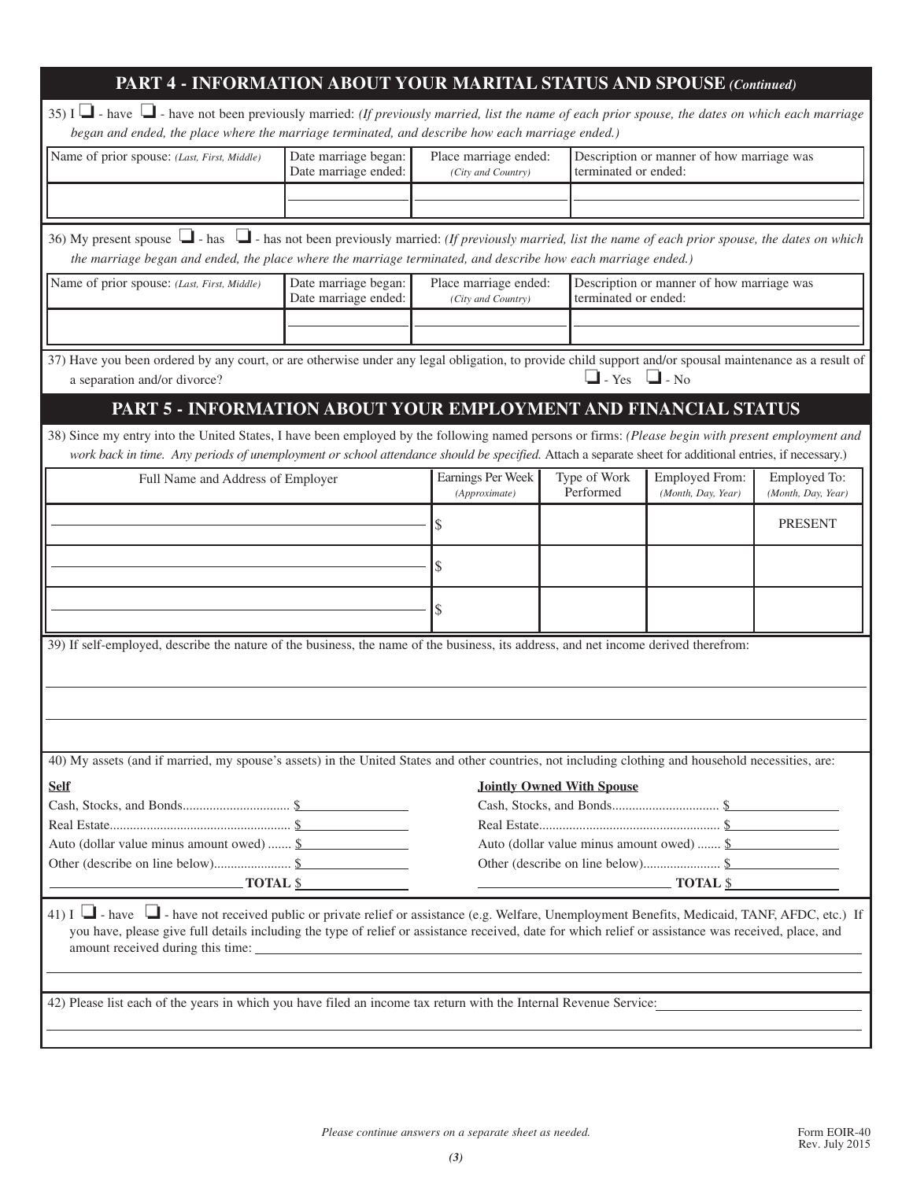## PART 4 - INFORMATION ABOUT YOUR MARITAL STATUS AND SPOUSE *(Continued)*

35) I ☐ - have ☐ - have not been previously married: *(If previously married, list the name of each prior spouse, the dates on which each marriage began and ended, the place where the marriage terminated, and describe how each marriage ended.)*

| Name of prior spouse: *(Last, First, Middle)* | Date marriage began: Date marriage ended: | Place marriage ended: *(City and Country)* | Description or manner of how marriage was terminated or ended: |
|---|---|---|---|
| | | | |

36) My present spouse ☐ - has ☐ - has not been previously married: *(If previously married, list the name of each prior spouse, the dates on which the marriage began and ended, the place where the marriage terminated, and describe how each marriage ended.)*

| Name of prior spouse: *(Last, First, Middle)* | Date marriage began: Date marriage ended: | Place marriage ended: *(City and Country)* | Description or manner of how marriage was terminated or ended: |
|---|---|---|---|
| | | | |

37) Have you been ordered by any court, or are otherwise under any legal obligation, to provide child support and/or spousal maintenance as a result of a separation and/or divorce? ☐ - Yes ☐ - No

## PART 5 - INFORMATION ABOUT YOUR EMPLOYMENT AND FINANCIAL STATUS

38) Since my entry into the United States, I have been employed by the following named persons or firms: *(Please begin with present employment and work back in time. Any periods of unemployment or school attendance should be specified.* Attach a separate sheet for additional entries, if necessary.)

| Full Name and Address of Employer | Earnings Per Week *(Approximate)* | Type of Work Performed | Employed From: *(Month, Day, Year)* | Employed To: *(Month, Day, Year)* |
|---|---|---|---|---|
| | $ | | | PRESENT |
| | $ | | | |
| | $ | | | |

39) If self-employed, describe the nature of the business, the name of the business, its address, and net income derived therefrom:

40) My assets (and if married, my spouse's assets) in the United States and other countries, not including clothing and household necessities, are:

**Self**

Cash, Stocks, and Bonds................................ $

Real Estate...................................................... $

Auto (dollar value minus amount owed) ....... $

Other (describe on line below)....................... $

**TOTAL** $

**Jointly Owned With Spouse**

Cash, Stocks, and Bonds................................ $

Real Estate...................................................... $

Auto (dollar value minus amount owed) ....... $

Other (describe on line below)....................... $

**TOTAL** $

41) I ☐ - have ☐ - have not received public or private relief or assistance (e.g. Welfare, Unemployment Benefits, Medicaid, TANF, AFDC, etc.) If you have, please give full details including the type of relief or assistance received, date for which relief or assistance was received, place, and amount received during this time:

42) Please list each of the years in which you have filed an income tax return with the Internal Revenue Service:

*Please continue answers on a separate sheet as needed.*

Form EOIR-40
Rev. July 2015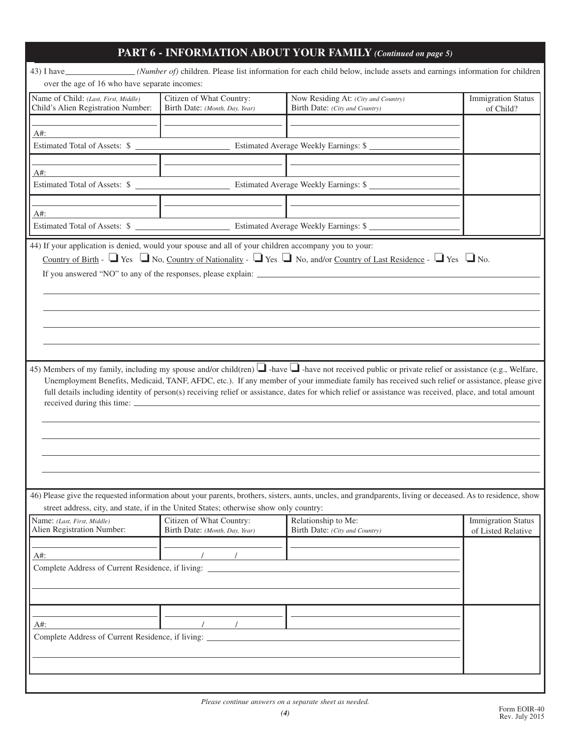## PART 6 - INFORMATION ABOUT YOUR FAMILY *(Continued on page 5)*

43) I have ________________ *(Number of)* children. Please list information for each child below, include assets and earnings information for children over the age of 16 who have separate incomes:

| Name of Child: *(Last, First, Middle)* Child's Alien Registration Number: | Citizen of What Country: Birth Date: *(Month, Day, Year)* | Now Residing At: *(City and Country)* Birth Date: *(City and Country)* | Immigration Status of Child? |
|---|---|---|---|
| A#: | | | |
| Estimated Total of Assets: $ | Estimated Average Weekly Earnings: $ | | |
| A#: | | | |
| Estimated Total of Assets: $ | Estimated Average Weekly Earnings: $ | | |
| A#: | | | |
| Estimated Total of Assets: $ | Estimated Average Weekly Earnings: $ | | |

44) If your application is denied, would your spouse and all of your children accompany you to your:

Country of Birth - ☐ Yes ☐ No, Country of Nationality - ☐ Yes ☐ No, and/or Country of Last Residence - ☐ Yes ☐ No.

If you answered "NO" to any of the responses, please explain: ____________________

45) Members of my family, including my spouse and/or child(ren) ☐ -have ☐ -have not received public or private relief or assistance (e.g., Welfare, Unemployment Benefits, Medicaid, TANF, AFDC, etc.). If any member of your immediate family has received such relief or assistance, please give full details including identity of person(s) receiving relief or assistance, dates for which relief or assistance was received, place, and total amount received during this time: ____________________

46) Please give the requested information about your parents, brothers, sisters, aunts, uncles, and grandparents, living or deceased. As to residence, show street address, city, and state, if in the United States; otherwise show only country:

| Name: *(Last, First, Middle)* Alien Registration Number: | Citizen of What Country: Birth Date: *(Month, Day, Year)* | Relationship to Me: Birth Date: *(City and Country)* | Immigration Status of Listed Relative |
|---|---|---|---|
| A#: | / / | | |
| Complete Address of Current Residence, if living: | | | |
| A#: | / / | | |
| Complete Address of Current Residence, if living: | | | |

*Please continue answers on a separate sheet as needed.*

Form EOIR-40
Rev. July 2015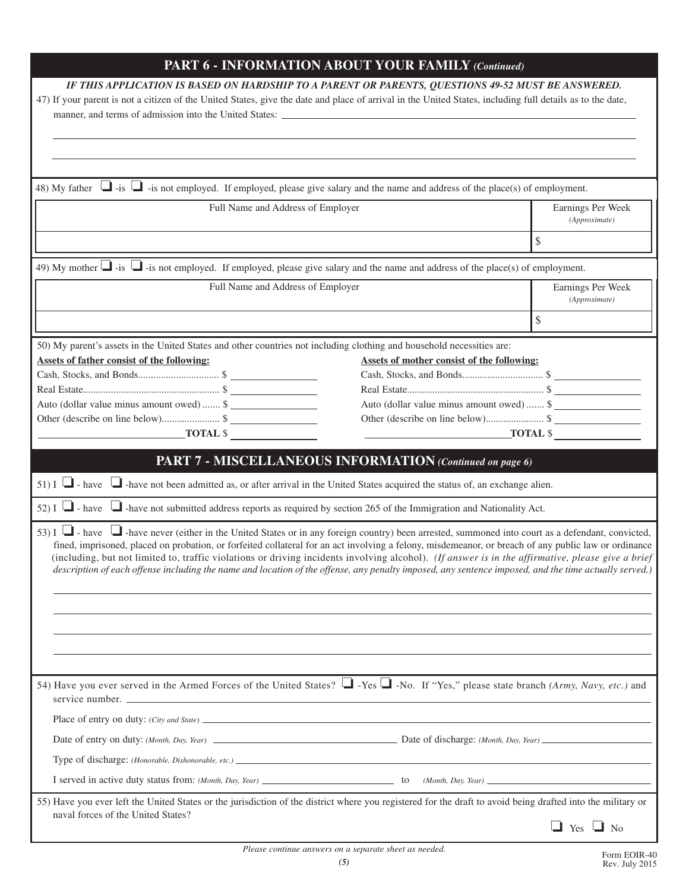## PART 6 - INFORMATION ABOUT YOUR FAMILY *(Continued)*

***IF THIS APPLICATION IS BASED ON HARDSHIP TO A PARENT OR PARENTS, QUESTIONS 49-52 MUST BE ANSWERED.***

47) If your parent is not a citizen of the United States, give the date and place of arrival in the United States, including full details as to the date, manner, and terms of admission into the United States: ____________________

____________________

____________________

48) My father ☐ -is ☐ -is not employed. If employed, please give salary and the name and address of the place(s) of employment.

| Full Name and Address of Employer | Earnings Per Week *(Approximate)* |
|---|---|
| | $ |

49) My mother ☐ -is ☐ -is not employed. If employed, please give salary and the name and address of the place(s) of employment.

| Full Name and Address of Employer | Earnings Per Week *(Approximate)* |
|---|---|
| | $ |

50) My parent's assets in the United States and other countries not including clothing and household necessities are:

| **Assets of father consist of the following:** | | **Assets of mother consist of the following:** | |
|---|---|---|---|
| Cash, Stocks, and Bonds................................ | $ | Cash, Stocks, and Bonds................................ | $ |
| Real Estate...................................................... | $ | Real Estate...................................................... | $ |
| Auto (dollar value minus amount owed) ....... | $ | Auto (dollar value minus amount owed) ....... | $ |
| Other (describe on line below)....................... | $ | Other (describe on line below)....................... | $ |
| ____________ **TOTAL** | $ | ____________ **TOTAL** | $ |

## PART 7 - MISCELLANEOUS INFORMATION *(Continued on page 6)*

51) I ☐ - have ☐ -have not been admitted as, or after arrival in the United States acquired the status of, an exchange alien.

52) I ☐ - have ☐ -have not submitted address reports as required by section 265 of the Immigration and Nationality Act.

53) I ☐ - have ☐ -have never (either in the United States or in any foreign country) been arrested, summoned into court as a defendant, convicted, fined, imprisoned, placed on probation, or forfeited collateral for an act involving a felony, misdemeanor, or breach of any public law or ordinance (including, but not limited to, traffic violations or driving incidents involving alcohol). *(If answer is in the affirmative, please give a brief description of each offense including the name and location of the offense, any penalty imposed, any sentence imposed, and the time actually served.)*

____________________

____________________

____________________

____________________

54) Have you ever served in the Armed Forces of the United States? ☐ -Yes ☐ -No. If "Yes," please state branch *(Army, Navy, etc.)* and service number. ____________________

Place of entry on duty: *(City and State)* ____________________

Date of entry on duty: *(Month, Day, Year)* ____________________ Date of discharge: *(Month, Day, Year)* ____________________

Type of discharge: *(Honorable, Dishonorable, etc.)* ____________________

I served in active duty status from: *(Month, Day, Year)* ____________________ to *(Month, Day, Year)* ____________________

55) Have you ever left the United States or the jurisdiction of the district where you registered for the draft to avoid being drafted into the military or naval forces of the United States?

☐ Yes ☐ No

*Please continue answers on a separate sheet as needed.*

Form EOIR-40
Rev. July 2015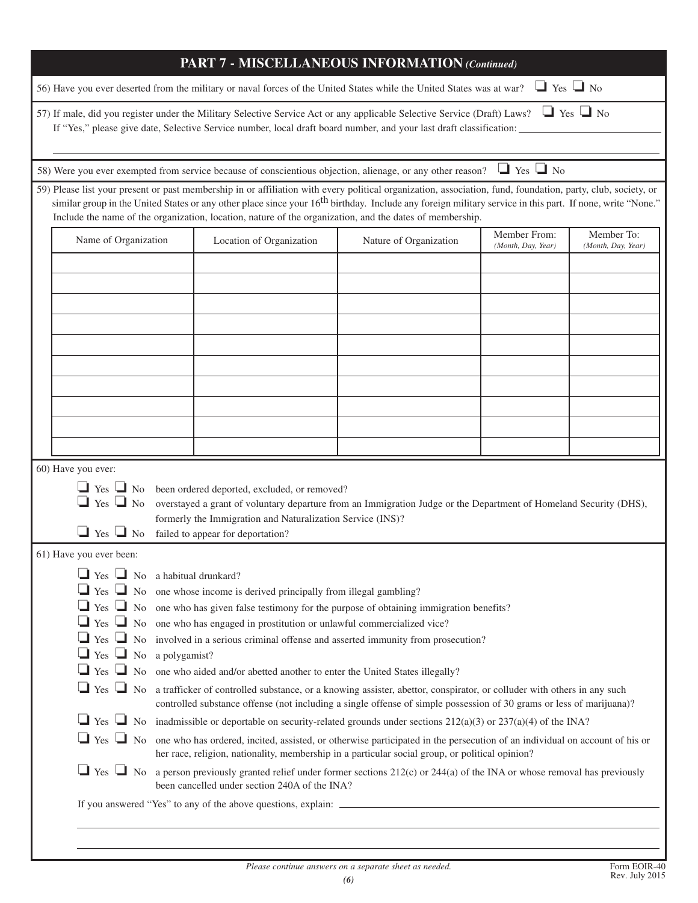## PART 7 - MISCELLANEOUS INFORMATION *(Continued)*

56) Have you ever deserted from the military or naval forces of the United States while the United States was at war? ☐ Yes ☐ No

57) If male, did you register under the Military Selective Service Act or any applicable Selective Service (Draft) Laws? ☐ Yes ☐ No
If "Yes," please give date, Selective Service number, local draft board number, and your last draft classification: \_\_\_\_\_\_\_\_\_\_\_\_\_\_\_\_\_\_\_\_

58) Were you ever exempted from service because of conscientious objection, alienage, or any other reason? ☐ Yes ☐ No

59) Please list your present or past membership in or affiliation with every political organization, association, fund, foundation, party, club, society, or similar group in the United States or any other place since your 16th birthday. Include any foreign military service in this part. If none, write "None." Include the name of the organization, location, nature of the organization, and the dates of membership.

| Name of Organization | Location of Organization | Nature of Organization | Member From: *(Month, Day, Year)* | Member To: *(Month, Day, Year)* |
|---|---|---|---|---|
| | | | | |
| | | | | |
| | | | | |
| | | | | |
| | | | | |
| | | | | |
| | | | | |
| | | | | |
| | | | | |
| | | | | |

60) Have you ever:

- ☐ Yes ☐ No been ordered deported, excluded, or removed?
- ☐ Yes ☐ No overstayed a grant of voluntary departure from an Immigration Judge or the Department of Homeland Security (DHS), formerly the Immigration and Naturalization Service (INS)?
- ☐ Yes ☐ No failed to appear for deportation?

61) Have you ever been:

- ☐ Yes ☐ No a habitual drunkard?
- ☐ Yes ☐ No one whose income is derived principally from illegal gambling?
- ☐ Yes ☐ No one who has given false testimony for the purpose of obtaining immigration benefits?
- ☐ Yes ☐ No one who has engaged in prostitution or unlawful commercialized vice?
- ☐ Yes ☐ No involved in a serious criminal offense and asserted immunity from prosecution?
- ☐ Yes ☐ No a polygamist?
- ☐ Yes ☐ No one who aided and/or abetted another to enter the United States illegally?
- ☐ Yes ☐ No a trafficker of controlled substance, or a knowing assister, abettor, conspirator, or colluder with others in any such controlled substance offense (not including a single offense of simple possession of 30 grams or less of marijuana)?
- ☐ Yes ☐ No inadmissible or deportable on security-related grounds under sections 212(a)(3) or 237(a)(4) of the INA?
- ☐ Yes ☐ No one who has ordered, incited, assisted, or otherwise participated in the persecution of an individual on account of his or her race, religion, nationality, membership in a particular social group, or political opinion?
- ☐ Yes ☐ No a person previously granted relief under former sections 212(c) or 244(a) of the INA or whose removal has previously been cancelled under section 240A of the INA?

If you answered "Yes" to any of the above questions, explain: \_\_\_\_\_\_\_\_\_\_\_\_\_\_\_\_\_\_\_\_

*Please continue answers on a separate sheet as needed.*

Form EOIR-40
Rev. July 2015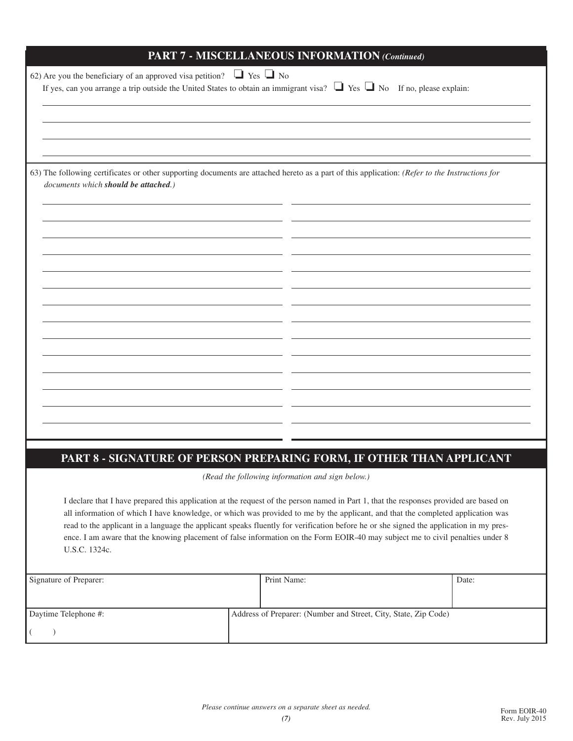## PART 7 - MISCELLANEOUS INFORMATION *(Continued)*

62) Are you the beneficiary of an approved visa petition? ☐ Yes ☐ No

If yes, can you arrange a trip outside the United States to obtain an immigrant visa? ☐ Yes ☐ No If no, please explain:

63) The following certificates or other supporting documents are attached hereto as a part of this application: *(Refer to the Instructions for documents which **should be attached**.)*

## PART 8 - SIGNATURE OF PERSON PREPARING FORM, IF OTHER THAN APPLICANT

*(Read the following information and sign below.)*

I declare that I have prepared this application at the request of the person named in Part 1, that the responses provided are based on all information of which I have knowledge, or which was provided to me by the applicant, and that the completed application was read to the applicant in a language the applicant speaks fluently for verification before he or she signed the application in my presence. I am aware that the knowing placement of false information on the Form EOIR-40 may subject me to civil penalties under 8 U.S.C. 1324c.

| Signature of Preparer: | Print Name: | Date: |
|---|---|---|
| | | |

| Daytime Telephone #: | Address of Preparer: (Number and Street, City, State, Zip Code) |
|---|---|
| ( ) | |

*Please continue answers on a separate sheet as needed.*

Form EOIR-40
Rev. July 2015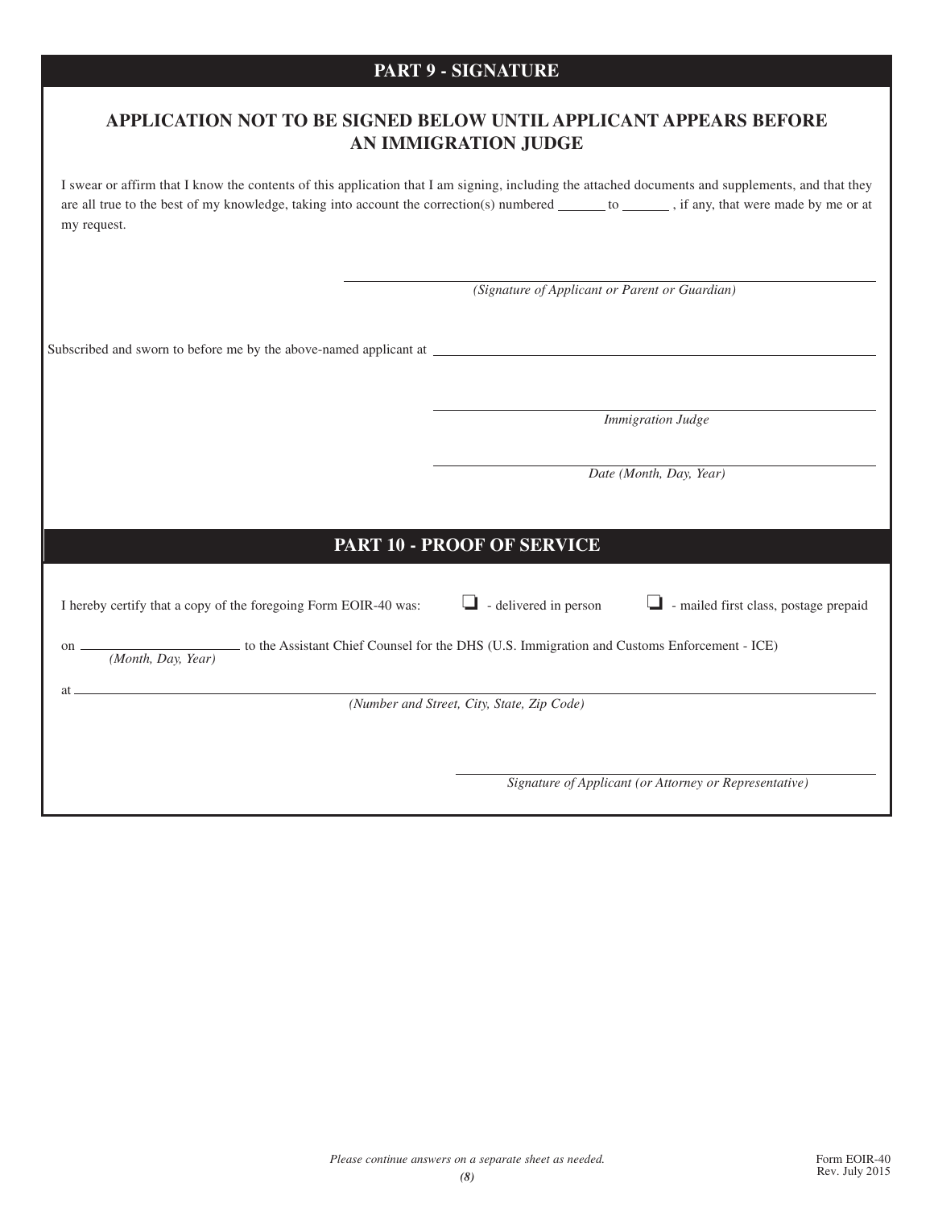## PART 9 - SIGNATURE

### APPLICATION NOT TO BE SIGNED BELOW UNTIL APPLICANT APPEARS BEFORE AN IMMIGRATION JUDGE

I swear or affirm that I know the contents of this application that I am signing, including the attached documents and supplements, and that they are all true to the best of my knowledge, taking into account the correction(s) numbered _______ to _______ , if any, that were made by me or at my request.

_______________________________________________
*(Signature of Applicant or Parent or Guardian)*

Subscribed and sworn to before me by the above-named applicant at _______________________________________________

_______________________________________________
*Immigration Judge*

_______________________________________________
*Date (Month, Day, Year)*

## PART 10 - PROOF OF SERVICE

I hereby certify that a copy of the foregoing Form EOIR-40 was: ❑ - delivered in person ❑ - mailed first class, postage prepaid

on _____________________ to the Assistant Chief Counsel for the DHS (U.S. Immigration and Customs Enforcement - ICE)
*(Month, Day, Year)*

at _______________________________________________________________________________
*(Number and Street, City, State, Zip Code)*

_______________________________________________
*Signature of Applicant (or Attorney or Representative)*

*Please continue answers on a separate sheet as needed.*

Form EOIR-40
Rev. July 2015